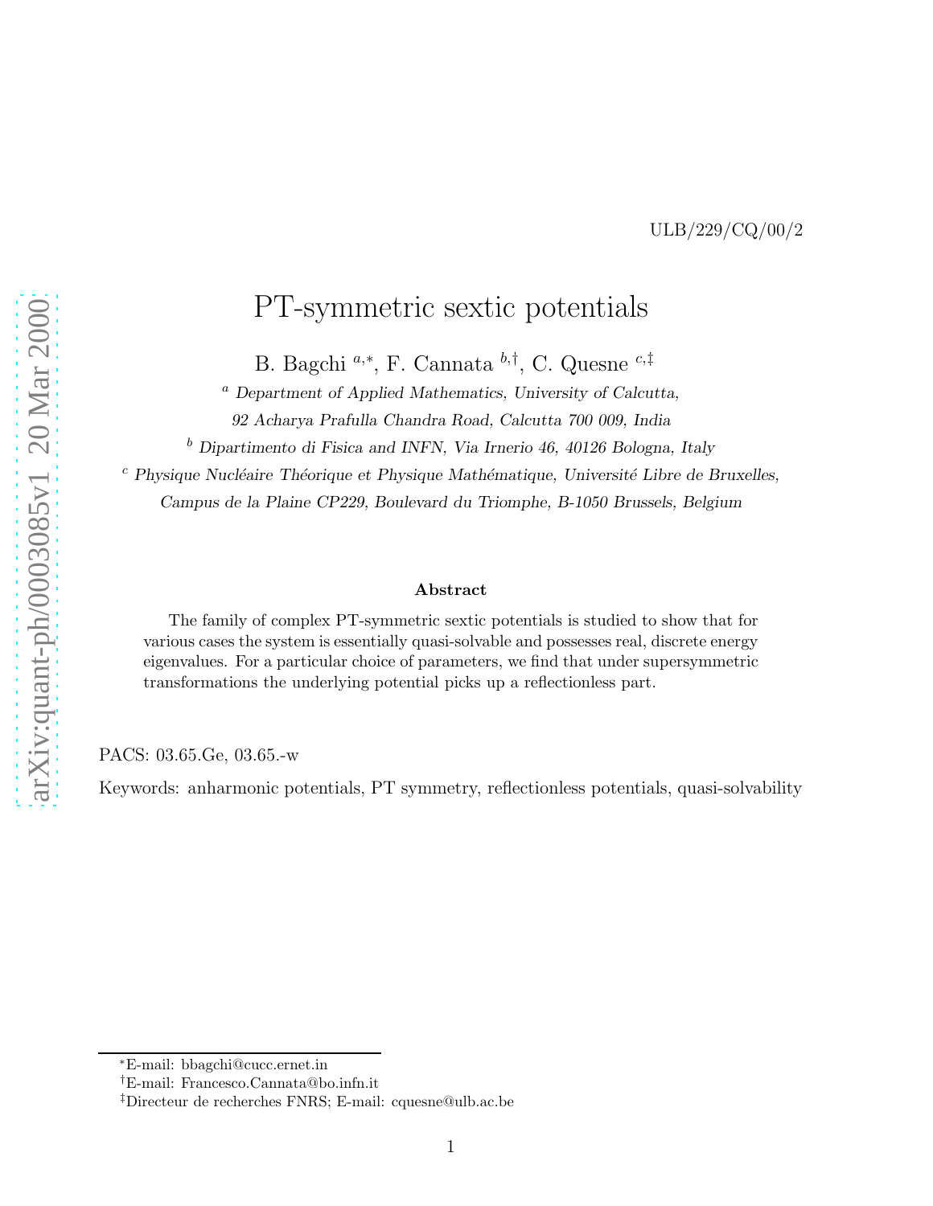ULB/229/CQ/00/2

# PT-symmetric sextic potentials

B. Bagchi [a,*], F. Cannata [b,†], C. Quesne [c,‡]

[a] *Department of Applied Mathematics, University of Calcutta,*
*92 Acharya Prafulla Chandra Road, Calcutta 700 009, India*

[b] *Dipartimento di Fisica and INFN, Via Irnerio 46, 40126 Bologna, Italy*

[c] *Physique Nucléaire Théorique et Physique Mathématique, Université Libre de Bruxelles,*
*Campus de la Plaine CP229, Boulevard du Triomphe, B-1050 Brussels, Belgium*

**Abstract**

The family of complex PT-symmetric sextic potentials is studied to show that for various cases the system is essentially quasi-solvable and possesses real, discrete energy eigenvalues. For a particular choice of parameters, we find that under supersymmetric transformations the underlying potential picks up a reflectionless part.

PACS: 03.65.Ge, 03.65.-w

Keywords: anharmonic potentials, PT symmetry, reflectionless potentials, quasi-solvability

---

[*] E-mail: bbagchi@cucc.ernet.in

[†] E-mail: Francesco.Cannata@bo.infn.it

[‡] Directeur de recherches FNRS; E-mail: cquesne@ulb.ac.be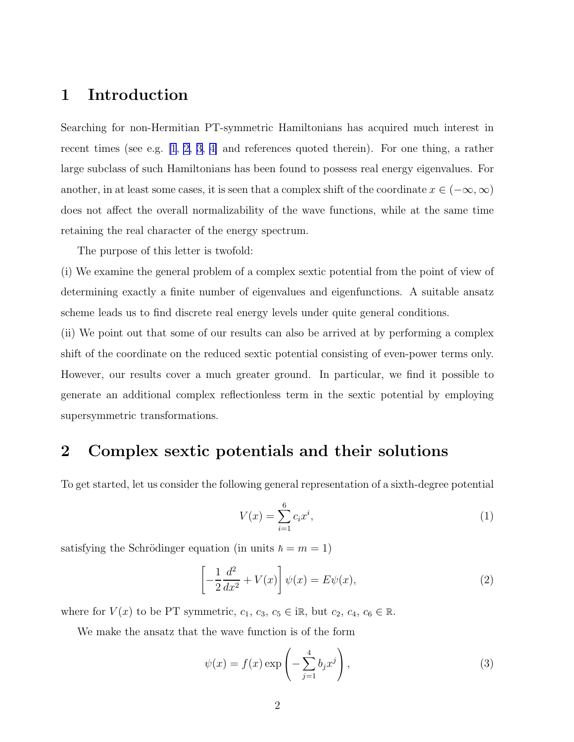## 1 Introduction

Searching for non-Hermitian PT-symmetric Hamiltonians has acquired much interest in recent times (see e.g. [1, 2, 3, 4] and references quoted therein). For one thing, a rather large subclass of such Hamiltonians has been found to possess real energy eigenvalues. For another, in at least some cases, it is seen that a complex shift of the coordinate $x \in (-\infty, \infty)$ does not affect the overall normalizability of the wave functions, while at the same time retaining the real character of the energy spectrum.

The purpose of this letter is twofold:

(i) We examine the general problem of a complex sextic potential from the point of view of determining exactly a finite number of eigenvalues and eigenfunctions. A suitable ansatz scheme leads us to find discrete real energy levels under quite general conditions.

(ii) We point out that some of our results can also be arrived at by performing a complex shift of the coordinate on the reduced sextic potential consisting of even-power terms only. However, our results cover a much greater ground. In particular, we find it possible to generate an additional complex reflectionless term in the sextic potential by employing supersymmetric transformations.

## 2 Complex sextic potentials and their solutions

To get started, let us consider the following general representation of a sixth-degree potential

$$V(x) = \sum_{i=1}^{6} c_i x^i, \tag{1}$$

satisfying the Schrödinger equation (in units $\hbar = m = 1$)

$$\left[-\frac{1}{2}\frac{d^2}{dx^2} + V(x)\right]\psi(x) = E\psi(x), \tag{2}$$

where for $V(x)$ to be PT symmetric, $c_1$, $c_3$, $c_5 \in \mathrm{i}\mathbb{R}$, but $c_2$, $c_4$, $c_6 \in \mathbb{R}$.

We make the ansatz that the wave function is of the form

$$\psi(x) = f(x) \exp\left(-\sum_{j=1}^{4} b_j x^j\right), \tag{3}$$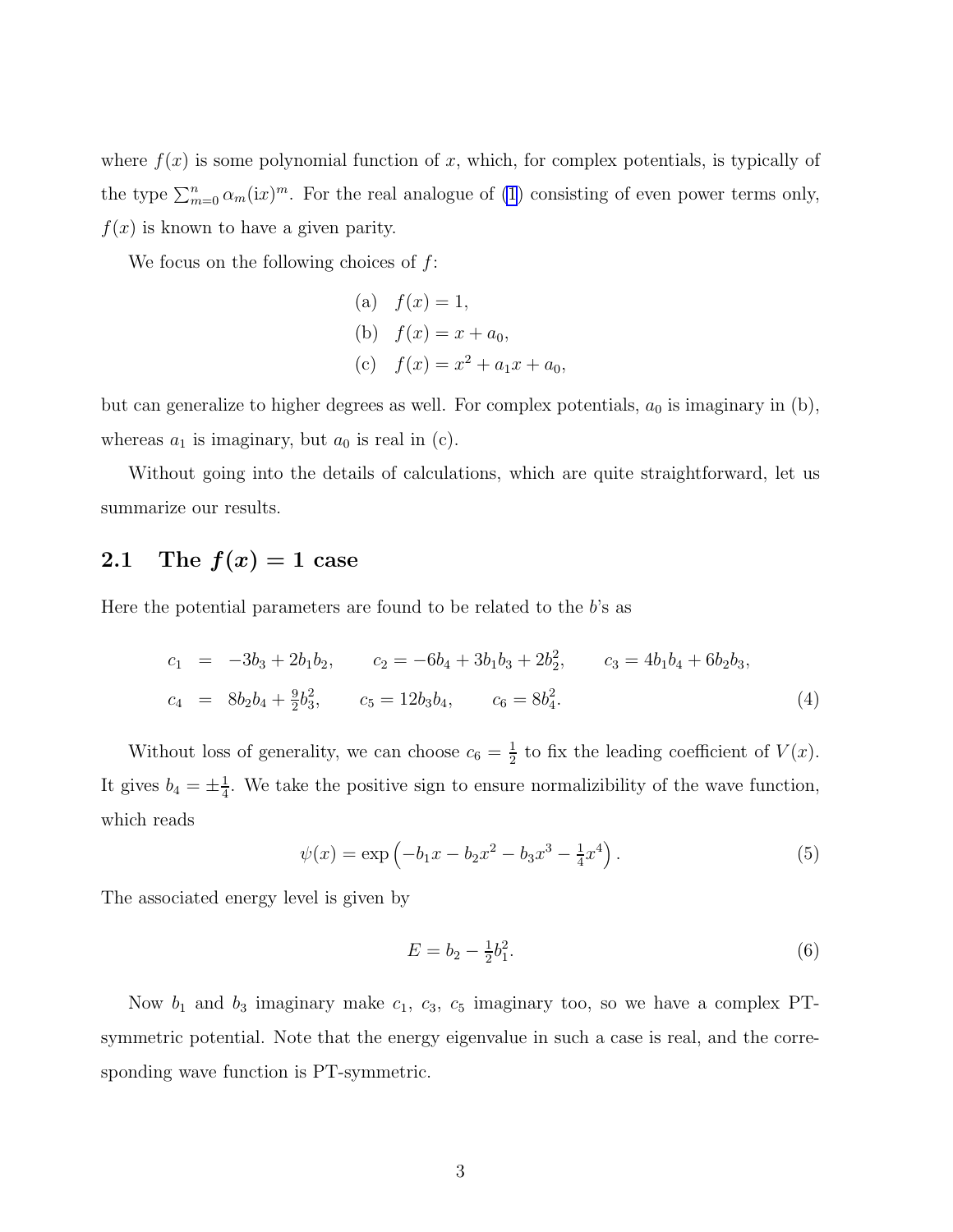where $f(x)$ is some polynomial function of $x$, which, for complex potentials, is typically of the type $\sum_{m=0}^{n} \alpha_m (\mathrm{i}x)^m$. For the real analogue of (1) consisting of even power terms only, $f(x)$ is known to have a given parity.

We focus on the following choices of $f$:

$$
\begin{aligned}
&\text{(a)} \quad f(x) = 1, \\
&\text{(b)} \quad f(x) = x + a_0, \\
&\text{(c)} \quad f(x) = x^2 + a_1 x + a_0,
\end{aligned}
$$

but can generalize to higher degrees as well. For complex potentials, $a_0$ is imaginary in (b), whereas $a_1$ is imaginary, but $a_0$ is real in (c).

Without going into the details of calculations, which are quite straightforward, let us summarize our results.

## 2.1 The $f(x) = 1$ case

Here the potential parameters are found to be related to the $b$'s as

$$
\begin{aligned}
c_1 &= -3b_3 + 2b_1 b_2, \qquad c_2 = -6b_4 + 3b_1 b_3 + 2b_2^2, \qquad c_3 = 4b_1 b_4 + 6b_2 b_3, \\
c_4 &= 8b_2 b_4 + \tfrac{9}{2} b_3^2, \qquad c_5 = 12 b_3 b_4, \qquad c_6 = 8b_4^2.
\end{aligned} \tag{4}
$$

Without loss of generality, we can choose $c_6 = \frac{1}{2}$ to fix the leading coefficient of $V(x)$. It gives $b_4 = \pm\frac{1}{4}$. We take the positive sign to ensure normalizibility of the wave function, which reads

$$
\psi(x) = \exp\left(-b_1 x - b_2 x^2 - b_3 x^3 - \tfrac{1}{4} x^4\right). \tag{5}
$$

The associated energy level is given by

$$
E = b_2 - \tfrac{1}{2} b_1^2. \tag{6}
$$

Now $b_1$ and $b_3$ imaginary make $c_1$, $c_3$, $c_5$ imaginary too, so we have a complex PT-symmetric potential. Note that the energy eigenvalue in such a case is real, and the corresponding wave function is PT-symmetric.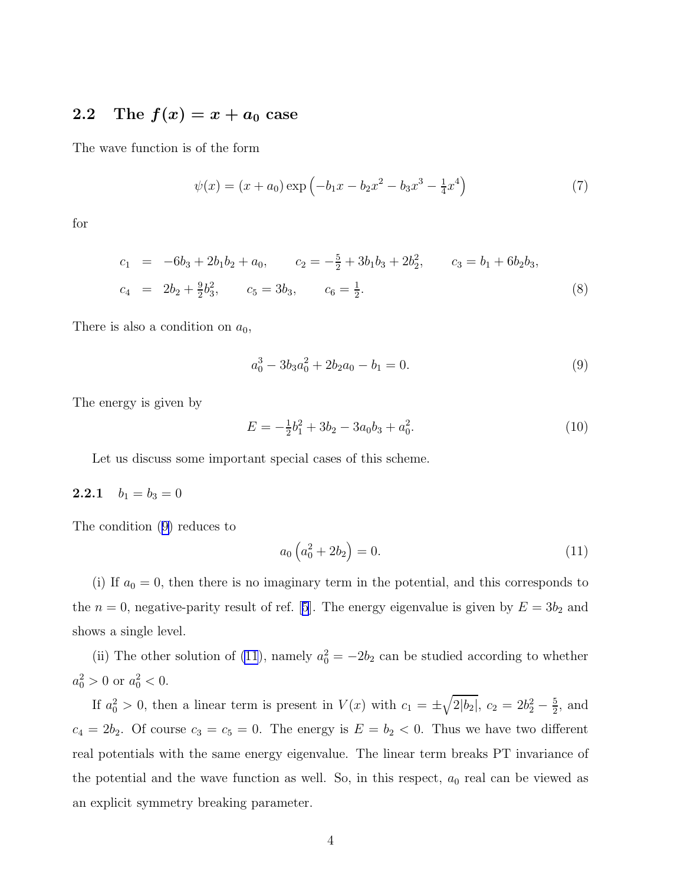### 2.2 The $f(x) = x + a_0$ case

The wave function is of the form

$$\psi(x) = (x + a_0) \exp\left(-b_1 x - b_2 x^2 - b_3 x^3 - \tfrac{1}{4}x^4\right) \tag{7}$$

for

$$\begin{aligned} c_1 &= -6b_3 + 2b_1 b_2 + a_0, \qquad c_2 = -\tfrac{5}{2} + 3b_1 b_3 + 2b_2^2, \qquad c_3 = b_1 + 6b_2 b_3, \\ c_4 &= 2b_2 + \tfrac{9}{2}b_3^2, \qquad c_5 = 3b_3, \qquad c_6 = \tfrac{1}{2}. \end{aligned} \tag{8}$$

There is also a condition on $a_0$,

$$a_0^3 - 3b_3 a_0^2 + 2b_2 a_0 - b_1 = 0. \tag{9}$$

The energy is given by

$$E = -\tfrac{1}{2}b_1^2 + 3b_2 - 3a_0 b_3 + a_0^2. \tag{10}$$

Let us discuss some important special cases of this scheme.

#### 2.2.1 $b_1 = b_3 = 0$

The condition (9) reduces to

$$a_0\left(a_0^2 + 2b_2\right) = 0. \tag{11}$$

(i) If $a_0 = 0$, then there is no imaginary term in the potential, and this corresponds to the $n = 0$, negative-parity result of ref. [5]. The energy eigenvalue is given by $E = 3b_2$ and shows a single level.

(ii) The other solution of (11), namely $a_0^2 = -2b_2$ can be studied according to whether $a_0^2 > 0$ or $a_0^2 < 0$.

If $a_0^2 > 0$, then a linear term is present in $V(x)$ with $c_1 = \pm\sqrt{2|b_2|}$, $c_2 = 2b_2^2 - \frac{5}{2}$, and $c_4 = 2b_2$. Of course $c_3 = c_5 = 0$. The energy is $E = b_2 < 0$. Thus we have two different real potentials with the same energy eigenvalue. The linear term breaks PT invariance of the potential and the wave function as well. So, in this respect, $a_0$ real can be viewed as an explicit symmetry breaking parameter.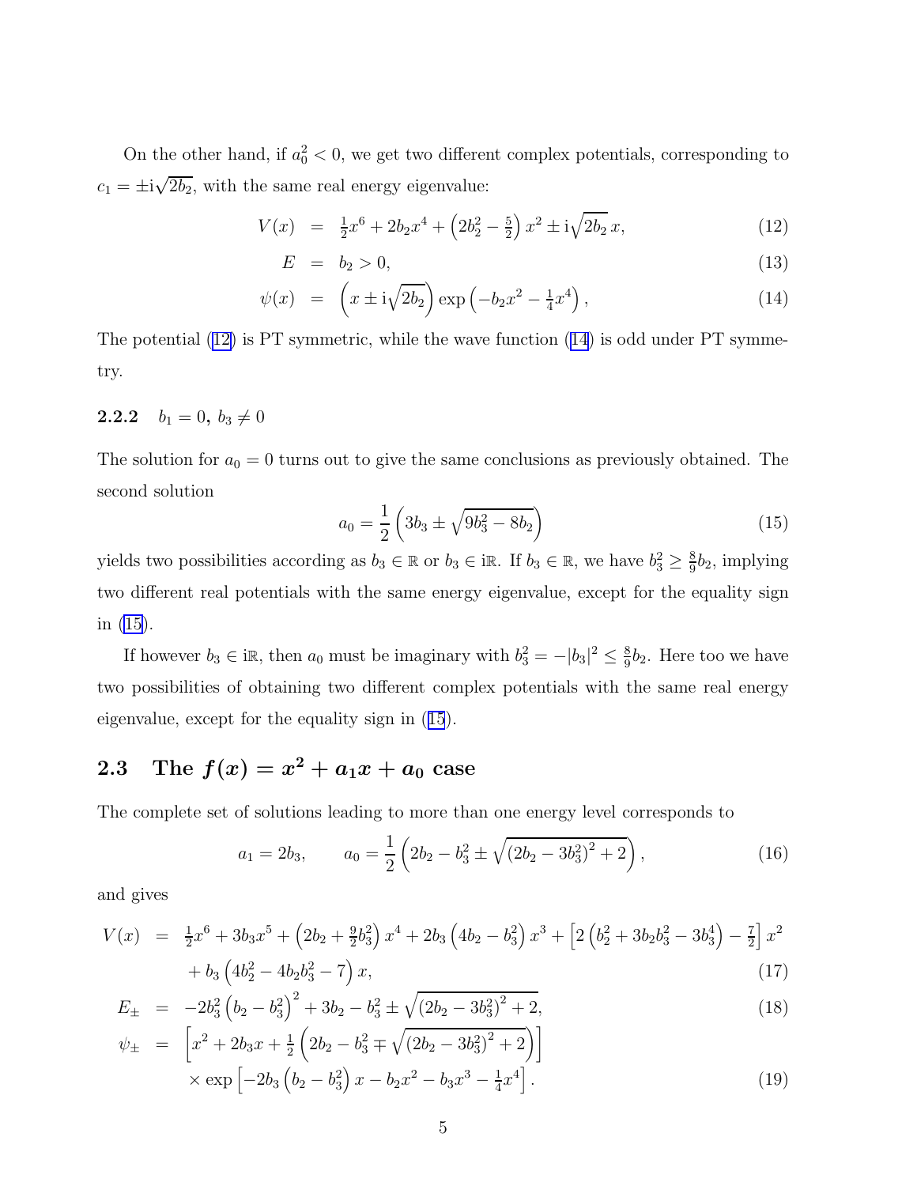On the other hand, if $a_0^2 < 0$, we get two different complex potentials, corresponding to $c_1 = \pm \mathrm{i}\sqrt{2b_2}$, with the same real energy eigenvalue:

$$
\begin{aligned}
V(x) &= \tfrac{1}{2}x^6 + 2b_2 x^4 + \left(2b_2^2 - \tfrac{5}{2}\right) x^2 \pm \mathrm{i}\sqrt{2b_2}\, x, && (12)\\
E &= b_2 > 0, && (13)\\
\psi(x) &= \left(x \pm \mathrm{i}\sqrt{2b_2}\right) \exp\left(-b_2 x^2 - \tfrac{1}{4}x^4\right), && (14)
\end{aligned}
$$

The potential (12) is PT symmetric, while the wave function (14) is odd under PT symmetry.

### 2.2.2 $b_1 = 0$, $b_3 \neq 0$

The solution for $a_0 = 0$ turns out to give the same conclusions as previously obtained. The second solution

$$
a_0 = \frac{1}{2}\left(3b_3 \pm \sqrt{9b_3^2 - 8b_2}\right) \tag{15}
$$

yields two possibilities according as $b_3 \in \mathbb{R}$ or $b_3 \in \mathrm{i}\mathbb{R}$. If $b_3 \in \mathbb{R}$, we have $b_3^2 \geq \frac{8}{9}b_2$, implying two different real potentials with the same energy eigenvalue, except for the equality sign in (15).

If however $b_3 \in \mathrm{i}\mathbb{R}$, then $a_0$ must be imaginary with $b_3^2 = -|b_3|^2 \leq \frac{8}{9}b_2$. Here too we have two possibilities of obtaining two different complex potentials with the same real energy eigenvalue, except for the equality sign in (15).

## 2.3 The $f(x) = x^2 + a_1 x + a_0$ case

The complete set of solutions leading to more than one energy level corresponds to

$$
a_1 = 2b_3, \qquad a_0 = \frac{1}{2}\left(2b_2 - b_3^2 \pm \sqrt{\left(2b_2 - 3b_3^2\right)^2 + 2}\right), \tag{16}
$$

and gives

$$
\begin{aligned}
V(x) &= \tfrac{1}{2}x^6 + 3b_3 x^5 + \left(2b_2 + \tfrac{9}{2}b_3^2\right) x^4 + 2b_3\left(4b_2 - b_3^2\right) x^3 + \left[2\left(b_2^2 + 3b_2 b_3^2 - 3b_3^4\right) - \tfrac{7}{2}\right] x^2 \\
&\quad + b_3\left(4b_2^2 - 4b_2 b_3^2 - 7\right) x, && (17)\\
E_\pm &= -2b_3^2\left(b_2 - b_3^2\right)^2 + 3b_2 - b_3^2 \pm \sqrt{\left(2b_2 - 3b_3^2\right)^2 + 2}, && (18)\\
\psi_\pm &= \left[x^2 + 2b_3 x + \tfrac{1}{2}\left(2b_2 - b_3^2 \mp \sqrt{\left(2b_2 - 3b_3^2\right)^2 + 2}\right)\right] \\
&\quad \times \exp\left[-2b_3\left(b_2 - b_3^2\right) x - b_2 x^2 - b_3 x^3 - \tfrac{1}{4}x^4\right]. && (19)
\end{aligned}
$$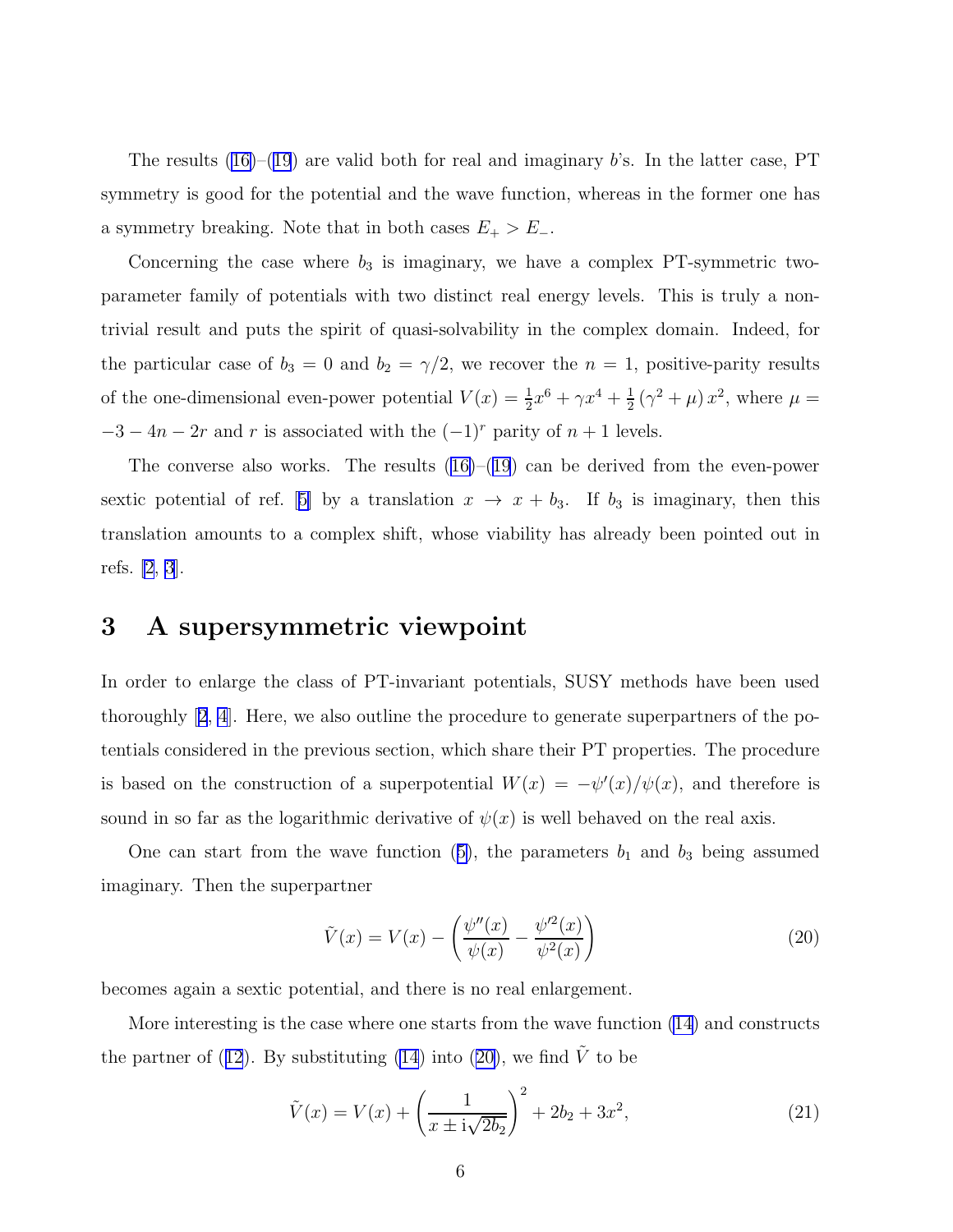The results (16)–(19) are valid both for real and imaginary $b$'s. In the latter case, PT symmetry is good for the potential and the wave function, whereas in the former one has a symmetry breaking. Note that in both cases $E_+ > E_-$.

Concerning the case where $b_3$ is imaginary, we have a complex PT-symmetric two-parameter family of potentials with two distinct real energy levels. This is truly a non-trivial result and puts the spirit of quasi-solvability in the complex domain. Indeed, for the particular case of $b_3 = 0$ and $b_2 = \gamma/2$, we recover the $n = 1$, positive-parity results of the one-dimensional even-power potential $V(x) = \frac{1}{2}x^6 + \gamma x^4 + \frac{1}{2}(\gamma^2 + \mu)x^2$, where $\mu = -3 - 4n - 2r$ and $r$ is associated with the $(-1)^r$ parity of $n + 1$ levels.

The converse also works. The results (16)–(19) can be derived from the even-power sextic potential of ref. [5] by a translation $x \to x + b_3$. If $b_3$ is imaginary, then this translation amounts to a complex shift, whose viability has already been pointed out in refs. [2, 3].

## 3 A supersymmetric viewpoint

In order to enlarge the class of PT-invariant potentials, SUSY methods have been used thoroughly [2, 4]. Here, we also outline the procedure to generate superpartners of the potentials considered in the previous section, which share their PT properties. The procedure is based on the construction of a superpotential $W(x) = -\psi'(x)/\psi(x)$, and therefore is sound in so far as the logarithmic derivative of $\psi(x)$ is well behaved on the real axis.

One can start from the wave function (5), the parameters $b_1$ and $b_3$ being assumed imaginary. Then the superpartner

$$\tilde{V}(x) = V(x) - \left(\frac{\psi''(x)}{\psi(x)} - \frac{\psi'^2(x)}{\psi^2(x)}\right) \tag{20}$$

becomes again a sextic potential, and there is no real enlargement.

More interesting is the case where one starts from the wave function (14) and constructs the partner of (12). By substituting (14) into (20), we find $\tilde{V}$ to be

$$\tilde{V}(x) = V(x) + \left(\frac{1}{x \pm \mathrm{i}\sqrt{2b_2}}\right)^2 + 2b_2 + 3x^2, \tag{21}$$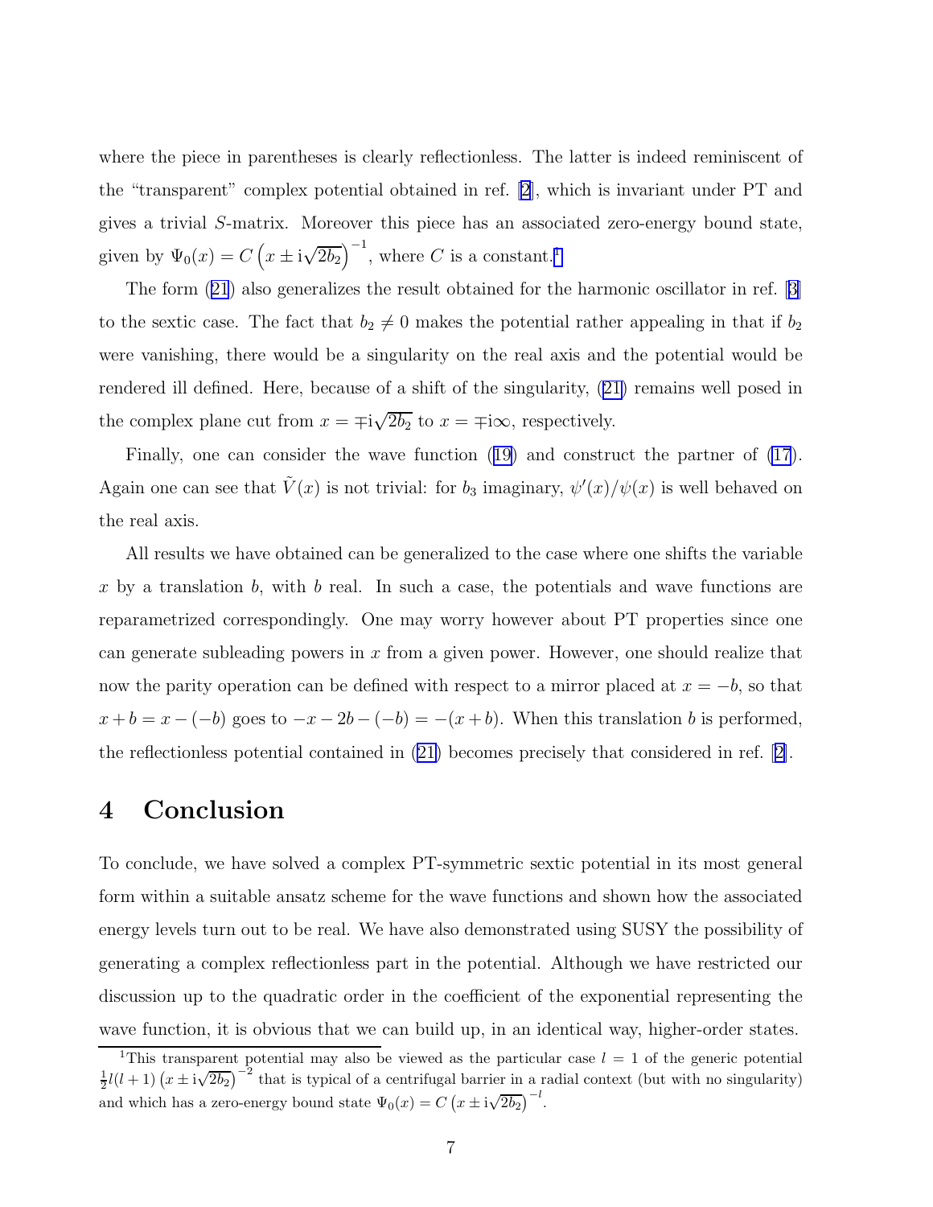where the piece in parentheses is clearly reflectionless. The latter is indeed reminiscent of the "transparent" complex potential obtained in ref. [2], which is invariant under PT and gives a trivial $S$-matrix. Moreover this piece has an associated zero-energy bound state, given by $\Psi_0(x) = C\left(x \pm \mathrm{i}\sqrt{2b_2}\right)^{-1}$, where $C$ is a constant.[1]

The form (21) also generalizes the result obtained for the harmonic oscillator in ref. [3] to the sextic case. The fact that $b_2 \neq 0$ makes the potential rather appealing in that if $b_2$ were vanishing, there would be a singularity on the real axis and the potential would be rendered ill defined. Here, because of a shift of the singularity, (21) remains well posed in the complex plane cut from $x = \mp\mathrm{i}\sqrt{2b_2}$ to $x = \mp\mathrm{i}\infty$, respectively.

Finally, one can consider the wave function (19) and construct the partner of (17). Again one can see that $\tilde{V}(x)$ is not trivial: for $b_3$ imaginary, $\psi'(x)/\psi(x)$ is well behaved on the real axis.

All results we have obtained can be generalized to the case where one shifts the variable $x$ by a translation $b$, with $b$ real. In such a case, the potentials and wave functions are reparametrized correspondingly. One may worry however about PT properties since one can generate subleading powers in $x$ from a given power. However, one should realize that now the parity operation can be defined with respect to a mirror placed at $x = -b$, so that $x + b = x - (-b)$ goes to $-x - 2b - (-b) = -(x + b)$. When this translation $b$ is performed, the reflectionless potential contained in (21) becomes precisely that considered in ref. [2].

# 4 Conclusion

To conclude, we have solved a complex PT-symmetric sextic potential in its most general form within a suitable ansatz scheme for the wave functions and shown how the associated energy levels turn out to be real. We have also demonstrated using SUSY the possibility of generating a complex reflectionless part in the potential. Although we have restricted our discussion up to the quadratic order in the coefficient of the exponential representing the wave function, it is obvious that we can build up, in an identical way, higher-order states.

---

[1] This transparent potential may also be viewed as the particular case $l = 1$ of the generic potential $\frac{1}{2}l(l+1)\left(x \pm \mathrm{i}\sqrt{2b_2}\right)^{-2}$ that is typical of a centrifugal barrier in a radial context (but with no singularity) and which has a zero-energy bound state $\Psi_0(x) = C\left(x \pm \mathrm{i}\sqrt{2b_2}\right)^{-l}$.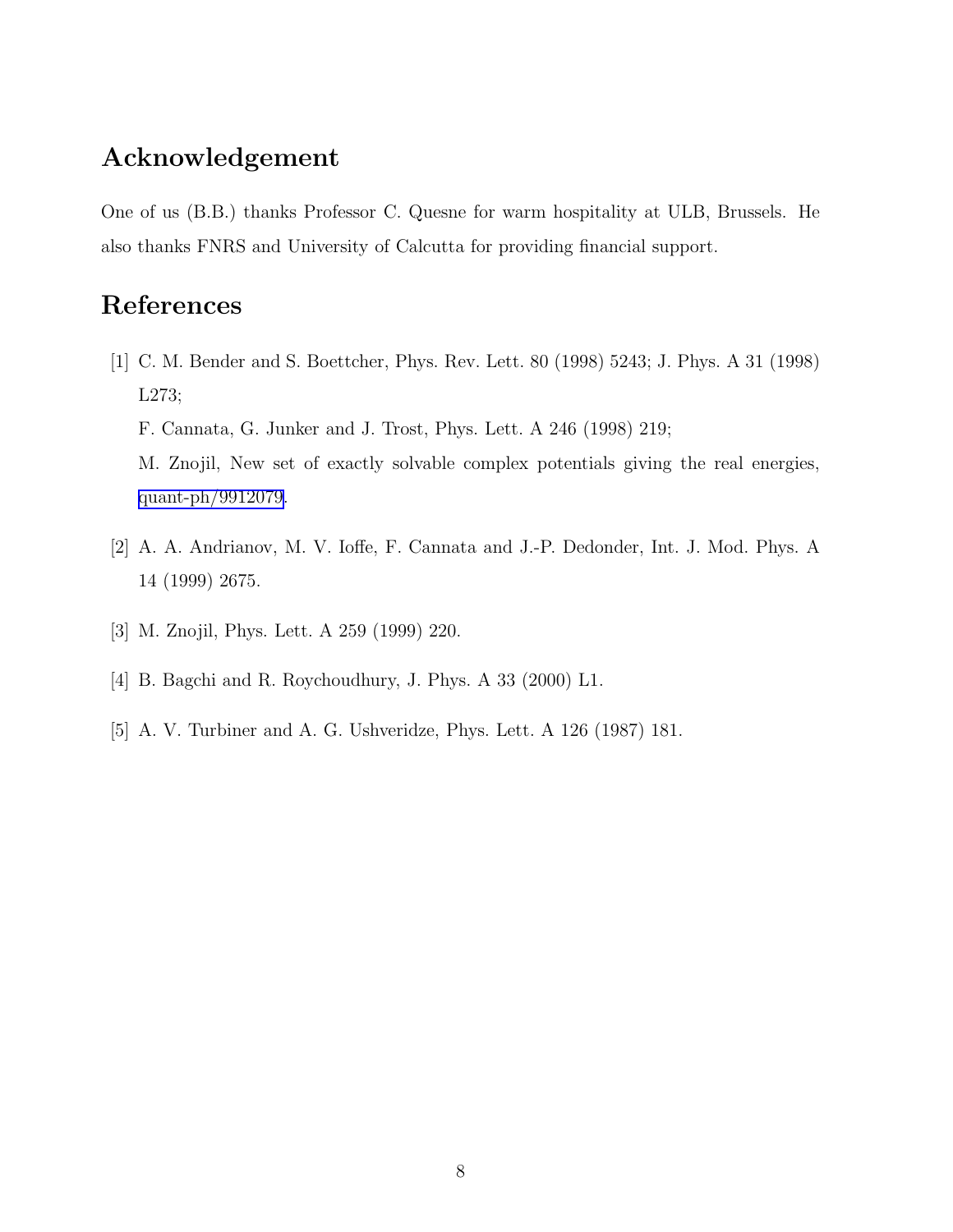## Acknowledgement

One of us (B.B.) thanks Professor C. Quesne for warm hospitality at ULB, Brussels. He also thanks FNRS and University of Calcutta for providing financial support.

## References

[1] C. M. Bender and S. Boettcher, Phys. Rev. Lett. 80 (1998) 5243; J. Phys. A 31 (1998) L273;
F. Cannata, G. Junker and J. Trost, Phys. Lett. A 246 (1998) 219;
M. Znojil, New set of exactly solvable complex potentials giving the real energies, quant-ph/9912079.

[2] A. A. Andrianov, M. V. Ioffe, F. Cannata and J.-P. Dedonder, Int. J. Mod. Phys. A 14 (1999) 2675.

[3] M. Znojil, Phys. Lett. A 259 (1999) 220.

[4] B. Bagchi and R. Roychoudhury, J. Phys. A 33 (2000) L1.

[5] A. V. Turbiner and A. G. Ushveridze, Phys. Lett. A 126 (1987) 181.